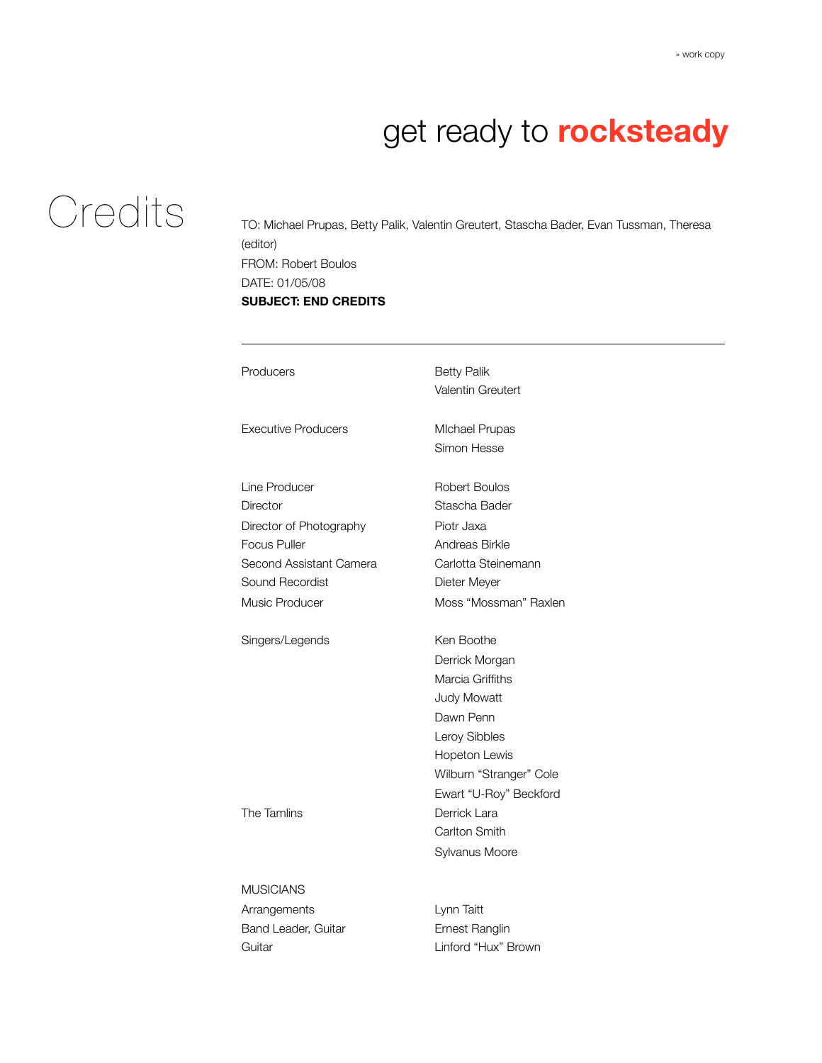» work copy

# get ready to **rocksteady**

# Credits

TO: Michael Prupas, Betty Palik, Valentin Greutert, Stascha Bader, Evan Tussman, Theresa (editor)
FROM: Robert Boulos
DATE: 01/05/08
**SUBJECT: END CREDITS**

---

| | |
|---|---|
| Producers | Betty Palik |
| | Valentin Greutert |
| | |
| Executive Producers | MIchael Prupas |
| | Simon Hesse |
| | |
| Line Producer | Robert Boulos |
| Director | Stascha Bader |
| Director of Photography | Piotr Jaxa |
| Focus Puller | Andreas Birkle |
| Second Assistant Camera | Carlotta Steinemann |
| Sound Recordist | Dieter Meyer |
| Music Producer | Moss “Mossman” Raxlen |
| | |
| Singers/Legends | Ken Boothe |
| | Derrick Morgan |
| | Marcia Griffiths |
| | Judy Mowatt |
| | Dawn Penn |
| | Leroy Sibbles |
| | Hopeton Lewis |
| | Wilburn “Stranger” Cole |
| | Ewart “U-Roy” Beckford |
| The Tamlins | Derrick Lara |
| | Carlton Smith |
| | Sylvanus Moore |
| | |
| MUSICIANS | |
| Arrangements | Lynn Taitt |
| Band Leader, Guitar | Ernest Ranglin |
| Guitar | Linford “Hux” Brown |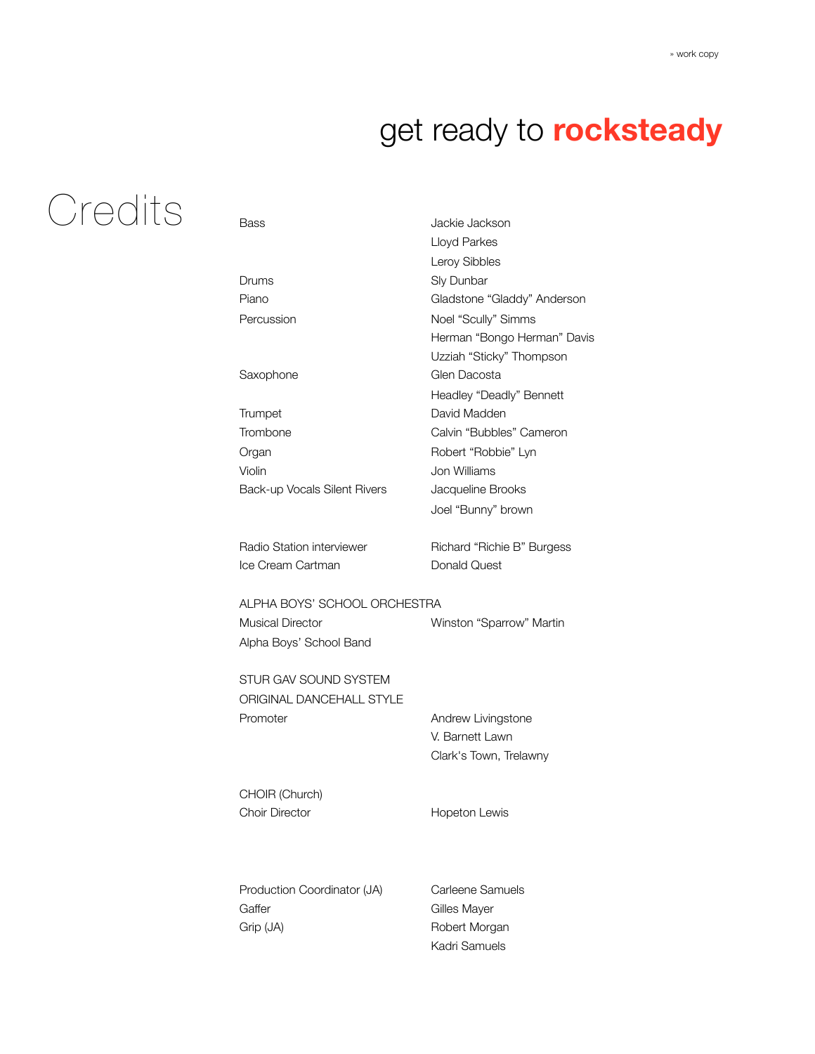# get ready to **rocksteady**

## Credits

| | |
|---|---|
| Bass | Jackie Jackson |
| | Lloyd Parkes |
| | Leroy Sibbles |
| Drums | Sly Dunbar |
| Piano | Gladstone “Gladdy” Anderson |
| Percussion | Noel “Scully” Simms |
| | Herman “Bongo Herman” Davis |
| | Uzziah “Sticky” Thompson |
| Saxophone | Glen Dacosta |
| | Headley “Deadly” Bennett |
| Trumpet | David Madden |
| Trombone | Calvin “Bubbles” Cameron |
| Organ | Robert “Robbie” Lyn |
| Violin | Jon Williams |
| Back-up Vocals Silent Rivers | Jacqueline Brooks |
| | Joel “Bunny” brown |
| | |
| Radio Station interviewer | Richard “Richie B” Burgess |
| Ice Cream Cartman | Donald Quest |
| | |
| ALPHA BOYS’ SCHOOL ORCHESTRA | |
| Musical Director | Winston “Sparrow” Martin |
| Alpha Boys’ School Band | |
| | |
| STUR GAV SOUND SYSTEM | |
| ORIGINAL DANCEHALL STYLE | |
| Promoter | Andrew Livingstone |
| | V. Barnett Lawn |
| | Clark's Town, Trelawny |
| | |
| CHOIR (Church) | |
| Choir Director | Hopeton Lewis |
| | |
| Production Coordinator (JA) | Carleene Samuels |
| Gaffer | Gilles Mayer |
| Grip (JA) | Robert Morgan |
| | Kadri Samuels |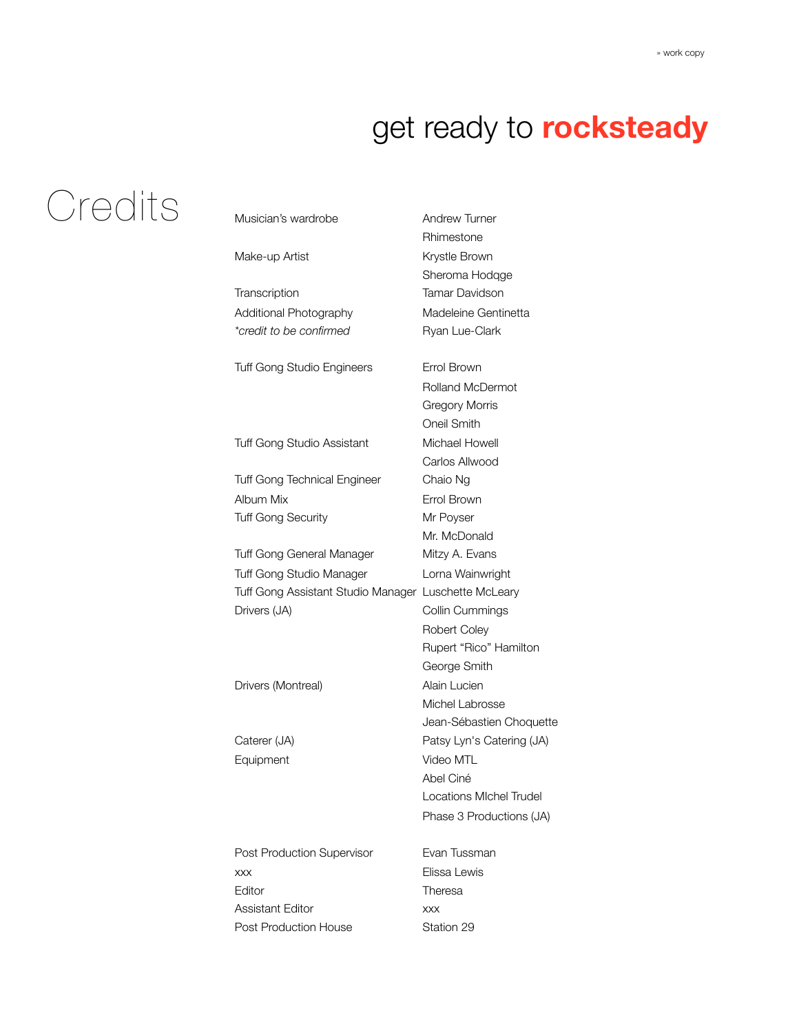» work copy

# get ready to **rocksteady**

# Credits

| | |
|---|---|
| Musician's wardrobe | Andrew Turner |
| | Rhimestone |
| Make-up Artist | Krystle Brown |
| | Sheroma Hodqge |
| Transcription | Tamar Davidson |
| Additional Photography | Madeleine Gentinetta |
| *\*credit to be confirmed* | Ryan Lue-Clark |
| | |
| Tuff Gong Studio Engineers | Errol Brown |
| | Rolland McDermot |
| | Gregory Morris |
| | Oneil Smith |
| Tuff Gong Studio Assistant | Michael Howell |
| | Carlos Allwood |
| Tuff Gong Technical Engineer | Chaio Ng |
| Album Mix | Errol Brown |
| Tuff Gong Security | Mr Poyser |
| | Mr. McDonald |
| Tuff Gong General Manager | Mitzy A. Evans |
| Tuff Gong Studio Manager | Lorna Wainwright |
| Tuff Gong Assistant Studio Manager | Luschette McLeary |
| Drivers (JA) | Collin Cummings |
| | Robert Coley |
| | Rupert "Rico" Hamilton |
| | George Smith |
| Drivers (Montreal) | Alain Lucien |
| | Michel Labrosse |
| | Jean-Sébastien Choquette |
| Caterer (JA) | Patsy Lyn's Catering (JA) |
| Equipment | Video MTL |
| | Abel Ciné |
| | Locations MIchel Trudel |
| | Phase 3 Productions (JA) |
| | |
| Post Production Supervisor | Evan Tussman |
| xxx | Elissa Lewis |
| Editor | Theresa |
| Assistant Editor | xxx |
| Post Production House | Station 29 |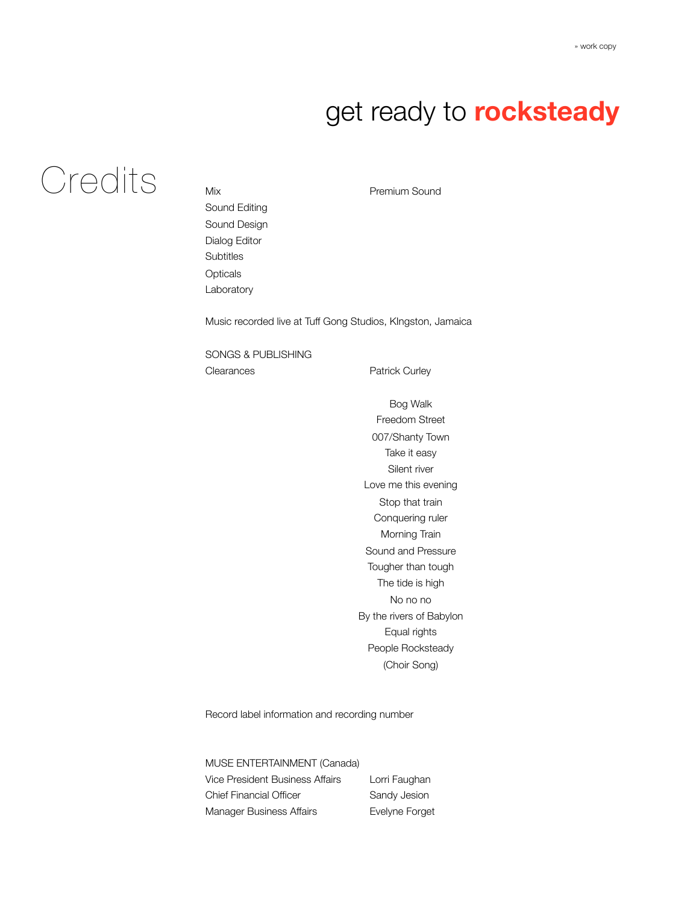» work copy

# get ready to **rocksteady**

# Credits

| | |
|---|---|
| Mix | Premium Sound |
| Sound Editing | |
| Sound Design | |
| Dialog Editor | |
| Subtitles | |
| Opticals | |
| Laboratory | |

Music recorded live at Tuff Gong Studios, KIngston, Jamaica

SONGS & PUBLISHING

| | |
|---|---|
| Clearances | Patrick Curley |

Bog Walk
Freedom Street
007/Shanty Town
Take it easy
Silent river
Love me this evening
Stop that train
Conquering ruler
Morning Train
Sound and Pressure
Tougher than tough
The tide is high
No no no
By the rivers of Babylon
Equal rights
People Rocksteady
(Choir Song)

Record label information and recording number

MUSE ENTERTAINMENT (Canada)

| | |
|---|---|
| Vice President Business Affairs | Lorri Faughan |
| Chief Financial Officer | Sandy Jesion |
| Manager Business Affairs | Evelyne Forget |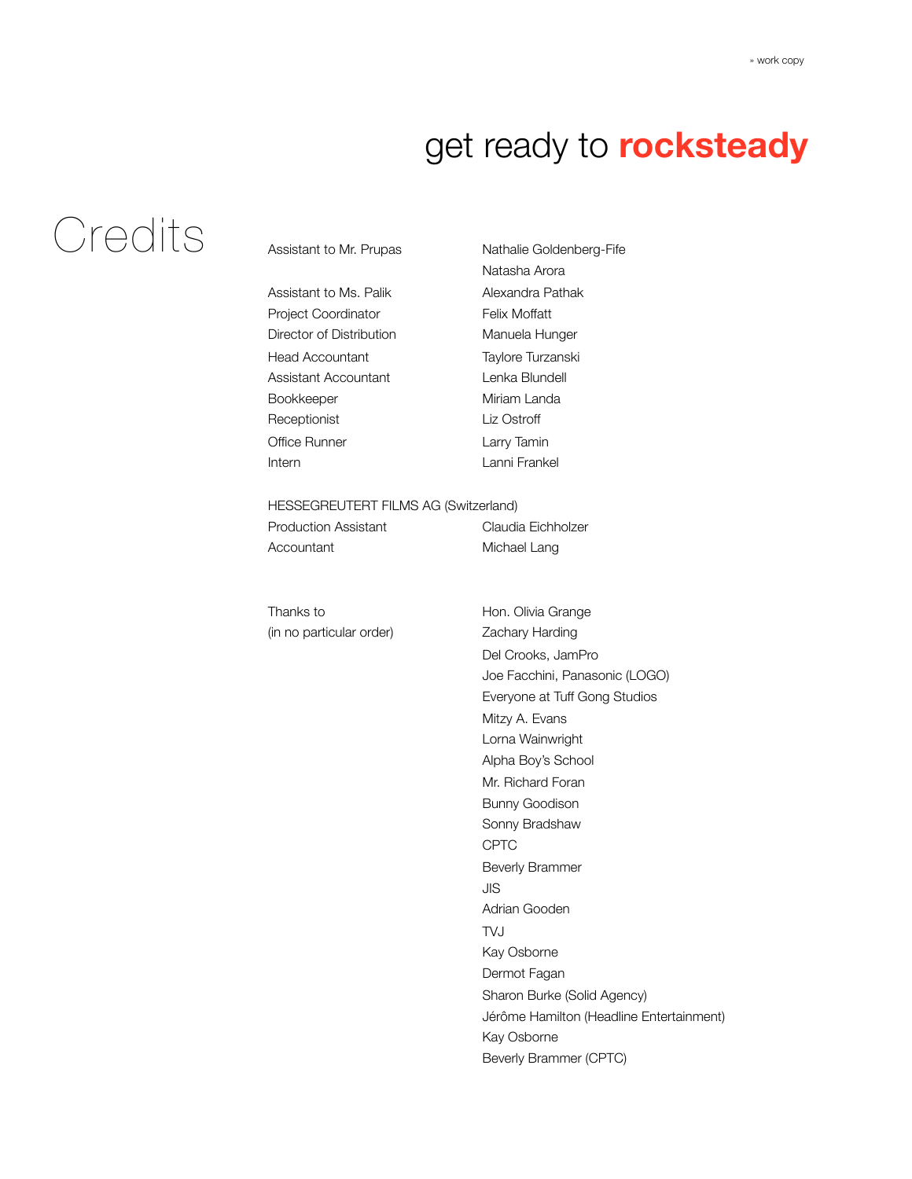get ready to **rocksteady**

# Credits

| | |
|---|---|
| Assistant to Mr. Prupas | Nathalie Goldenberg-Fife |
| | Natasha Arora |
| Assistant to Ms. Palik | Alexandra Pathak |
| Project Coordinator | Felix Moffatt |
| Director of Distribution | Manuela Hunger |
| Head Accountant | Taylore Turzanski |
| Assistant Accountant | Lenka Blundell |
| Bookkeeper | Miriam Landa |
| Receptionist | Liz Ostroff |
| Office Runner | Larry Tamin |
| Intern | Lanni Frankel |

HESSEGREUTERT FILMS AG (Switzerland)

| | |
|---|---|
| Production Assistant | Claudia Eichholzer |
| Accountant | Michael Lang |

Thanks to
(in no particular order)

Hon. Olivia Grange
Zachary Harding
Del Crooks, JamPro
Joe Facchini, Panasonic (LOGO)
Everyone at Tuff Gong Studios
Mitzy A. Evans
Lorna Wainwright
Alpha Boy's School
Mr. Richard Foran
Bunny Goodison
Sonny Bradshaw
CPTC
Beverly Brammer
JIS
Adrian Gooden
TVJ
Kay Osborne
Dermot Fagan
Sharon Burke (Solid Agency)
Jérôme Hamilton (Headline Entertainment)
Kay Osborne
Beverly Brammer (CPTC)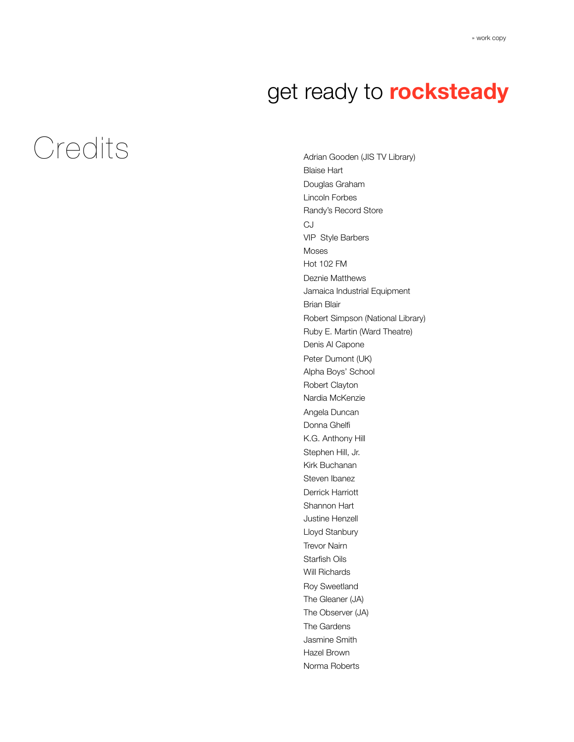» work copy

# get ready to **rocksteady**

## Credits

Adrian Gooden (JIS TV Library)
Blaise Hart
Douglas Graham
Lincoln Forbes
Randy's Record Store
CJ
VIP Style Barbers
Moses
Hot 102 FM
Deznie Matthews
Jamaica Industrial Equipment
Brian Blair
Robert Simpson (National Library)
Ruby E. Martin (Ward Theatre)
Denis Al Capone
Peter Dumont (UK)
Alpha Boys' School
Robert Clayton
Nardia McKenzie
Angela Duncan
Donna Ghelfi
K.G. Anthony Hill
Stephen Hill, Jr.
Kirk Buchanan
Steven Ibanez
Derrick Harriott
Shannon Hart
Justine Henzell
Lloyd Stanbury
Trevor Nairn
Starfish Oils
Will Richards
Roy Sweetland
The Gleaner (JA)
The Observer (JA)
The Gardens
Jasmine Smith
Hazel Brown
Norma Roberts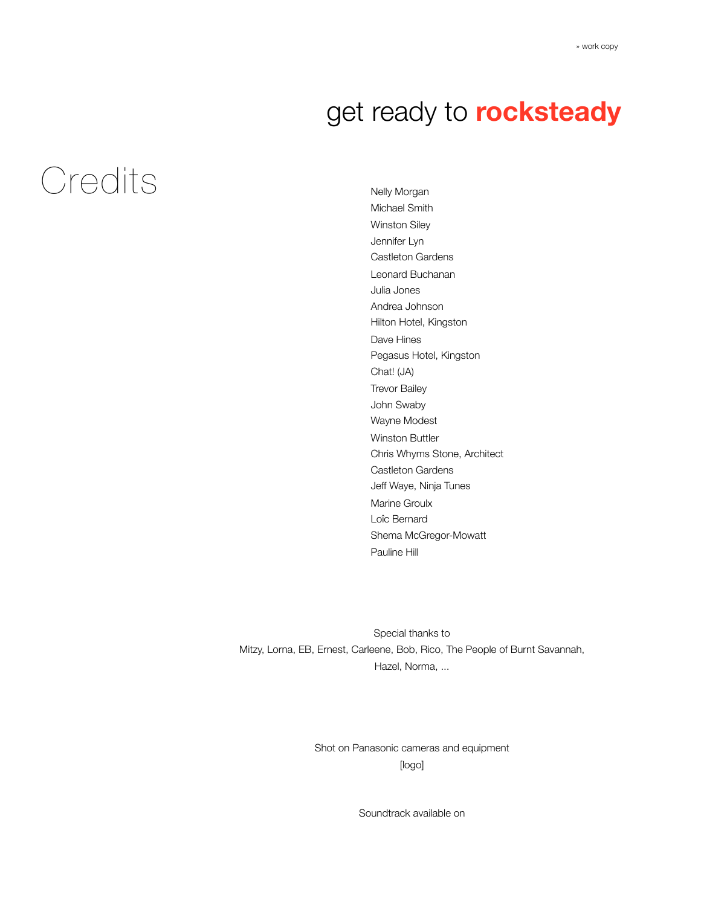» work copy

get ready to **rocksteady**

# Credits

Nelly Morgan
Michael Smith
Winston Siley
Jennifer Lyn
Castleton Gardens
Leonard Buchanan
Julia Jones
Andrea Johnson
Hilton Hotel, Kingston
Dave Hines
Pegasus Hotel, Kingston
Chat! (JA)
Trevor Bailey
John Swaby
Wayne Modest
Winston Buttler
Chris Whyms Stone, Architect
Castleton Gardens
Jeff Waye, Ninja Tunes
Marine Groulx
Loîc Bernard
Shema McGregor-Mowatt
Pauline Hill

Special thanks to
Mitzy, Lorna, EB, Ernest, Carleene, Bob, Rico, The People of Burnt Savannah,
Hazel, Norma, ...

Shot on Panasonic cameras and equipment
[logo]

Soundtrack available on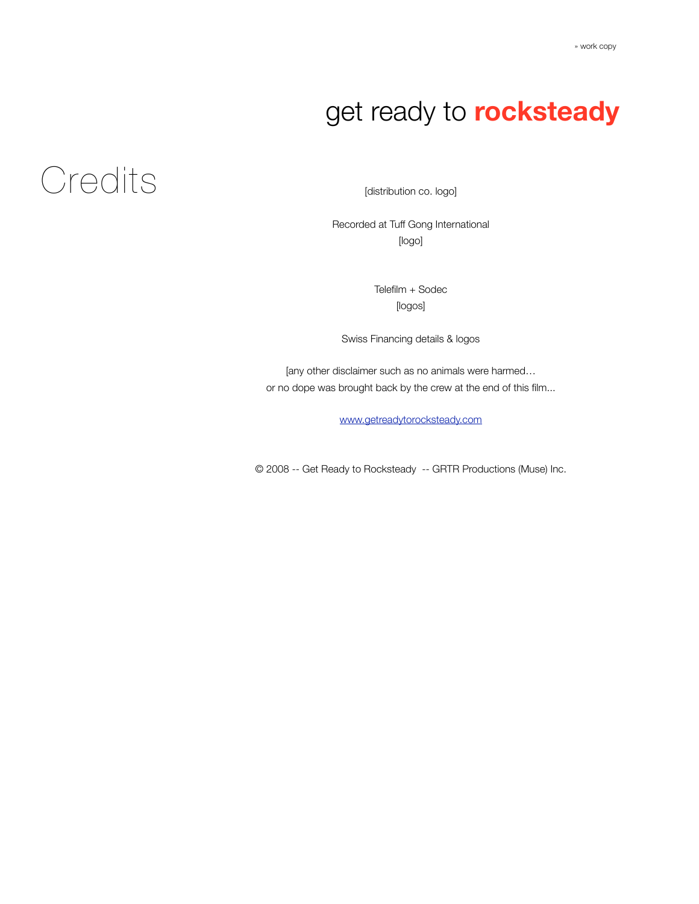» work copy

get ready to **rocksteady**

# Credits

[distribution co. logo]

Recorded at Tuff Gong International
[logo]

Telefilm + Sodec
[logos]

Swiss Financing details & logos

[any other disclaimer such as no animals were harmed…
or no dope was brought back by the crew at the end of this film...

www.getreadytorocksteady.com

© 2008 -- Get Ready to Rocksteady -- GRTR Productions (Muse) Inc.